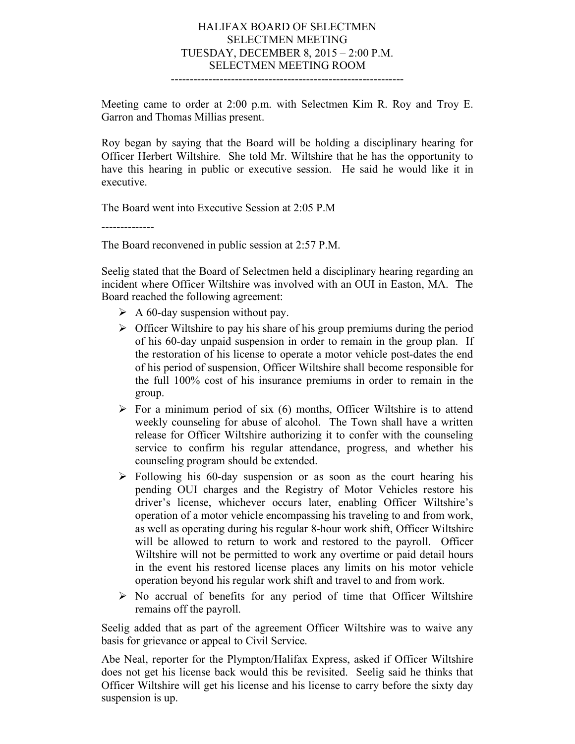# HALIFAX BOARD OF SELECTMEN
## SELECTMEN MEETING
## TUESDAY, DECEMBER 8, 2015 – 2:00 P.M.
## SELECTMEN MEETING ROOM

---

Meeting came to order at 2:00 p.m. with Selectmen Kim R. Roy and Troy E. Garron and Thomas Millias present.

Roy began by saying that the Board will be holding a disciplinary hearing for Officer Herbert Wiltshire. She told Mr. Wiltshire that he has the opportunity to have this hearing in public or executive session. He said he would like it in executive.

The Board went into Executive Session at 2:05 P.M

--------------

The Board reconvened in public session at 2:57 P.M.

Seelig stated that the Board of Selectmen held a disciplinary hearing regarding an incident where Officer Wiltshire was involved with an OUI in Easton, MA. The Board reached the following agreement:

- A 60-day suspension without pay.
- Officer Wiltshire to pay his share of his group premiums during the period of his 60-day unpaid suspension in order to remain in the group plan. If the restoration of his license to operate a motor vehicle post-dates the end of his period of suspension, Officer Wiltshire shall become responsible for the full 100% cost of his insurance premiums in order to remain in the group.
- For a minimum period of six (6) months, Officer Wiltshire is to attend weekly counseling for abuse of alcohol. The Town shall have a written release for Officer Wiltshire authorizing it to confer with the counseling service to confirm his regular attendance, progress, and whether his counseling program should be extended.
- Following his 60-day suspension or as soon as the court hearing his pending OUI charges and the Registry of Motor Vehicles restore his driver's license, whichever occurs later, enabling Officer Wiltshire's operation of a motor vehicle encompassing his traveling to and from work, as well as operating during his regular 8-hour work shift, Officer Wiltshire will be allowed to return to work and restored to the payroll. Officer Wiltshire will not be permitted to work any overtime or paid detail hours in the event his restored license places any limits on his motor vehicle operation beyond his regular work shift and travel to and from work.
- No accrual of benefits for any period of time that Officer Wiltshire remains off the payroll.

Seelig added that as part of the agreement Officer Wiltshire was to waive any basis for grievance or appeal to Civil Service.

Abe Neal, reporter for the Plympton/Halifax Express, asked if Officer Wiltshire does not get his license back would this be revisited. Seelig said he thinks that Officer Wiltshire will get his license and his license to carry before the sixty day suspension is up.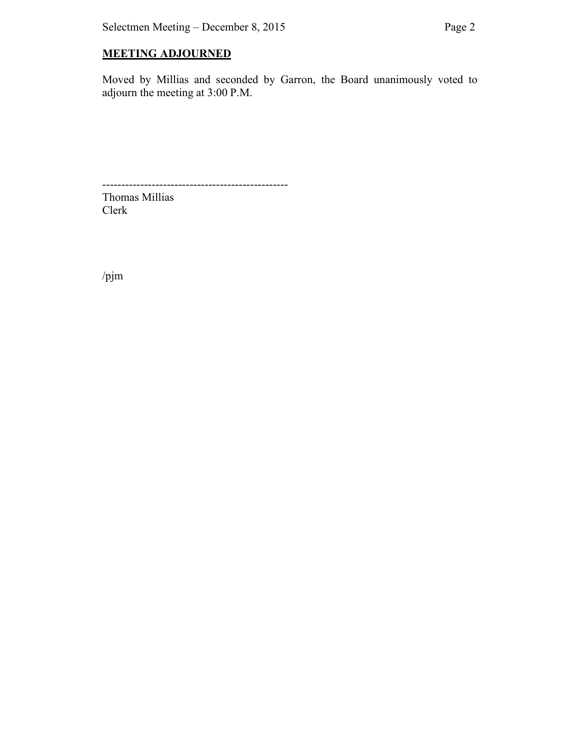**MEETING ADJOURNED**

Moved by Millias and seconded by Garron, the Board unanimously voted to adjourn the meeting at 3:00 P.M.

-------------------------------------------------
Thomas Millias
Clerk

/pjm